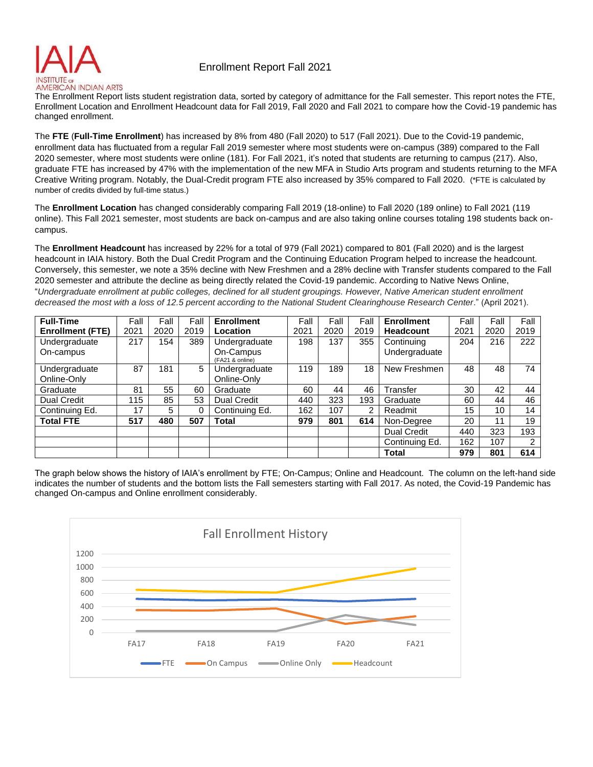# Enrollment Report Fall 2021

INSTITUTE of AMERICAN INDIAN ARTS

The Enrollment Report lists student registration data, sorted by category of admittance for the Fall semester. This report notes the FTE, Enrollment Location and Enrollment Headcount data for Fall 2019, Fall 2020 and Fall 2021 to compare how the Covid-19 pandemic has changed enrollment.

The **FTE** (**Full-Time Enrollment**) has increased by 8% from 480 (Fall 2020) to 517 (Fall 2021). Due to the Covid-19 pandemic, enrollment data has fluctuated from a regular Fall 2019 semester where most students were on-campus (389) compared to the Fall 2020 semester, where most students were online (181). For Fall 2021, it's noted that students are returning to campus (217). Also, graduate FTE has increased by 47% with the implementation of the new MFA in Studio Arts program and students returning to the MFA Creative Writing program. Notably, the Dual-Credit program FTE also increased by 35% compared to Fall 2020. (*FTE is calculated by number of credits divided by full-time status.)

The **Enrollment Location** has changed considerably comparing Fall 2019 (18-online) to Fall 2020 (189 online) to Fall 2021 (119 online). This Fall 2021 semester, most students are back on-campus and are also taking online courses totaling 198 students back on-campus.

The **Enrollment Headcount** has increased by 22% for a total of 979 (Fall 2021) compared to 801 (Fall 2020) and is the largest headcount in IAIA history. Both the Dual Credit Program and the Continuing Education Program helped to increase the headcount. Conversely, this semester, we note a 35% decline with New Freshmen and a 28% decline with Transfer students compared to the Fall 2020 semester and attribute the decline as being directly related the Covid-19 pandemic. According to Native News Online, "*Undergraduate enrollment at public colleges, declined for all student groupings. However, Native American student enrollment decreased the most with a loss of 12.5 percent according to the National Student Clearinghouse Research Center*." (April 2021).

| **Full-Time Enrollment (FTE)** | Fall 2021 | Fall 2020 | Fall 2019 | **Enrollment Location** | Fall 2021 | Fall 2020 | Fall 2019 | **Enrollment Headcount** | Fall 2021 | Fall 2020 | Fall 2019 |
|---|---|---|---|---|---|---|---|---|---|---|---|
| Undergraduate On-campus | 217 | 154 | 389 | Undergraduate On-Campus (FA21 & online) | 198 | 137 | 355 | Continuing Undergraduate | 204 | 216 | 222 |
| Undergraduate Online-Only | 87 | 181 | 5 | Undergraduate Online-Only | 119 | 189 | 18 | New Freshmen | 48 | 48 | 74 |
| Graduate | 81 | 55 | 60 | Graduate | 60 | 44 | 46 | Transfer | 30 | 42 | 44 |
| Dual Credit | 115 | 85 | 53 | Dual Credit | 440 | 323 | 193 | Graduate | 60 | 44 | 46 |
| Continuing Ed. | 17 | 5 | 0 | Continuing Ed. | 162 | 107 | 2 | Readmit | 15 | 10 | 14 |
| **Total FTE** | **517** | **480** | **507** | **Total** | **979** | **801** | **614** | Non-Degree | 20 | 11 | 19 |
| | | | | | | | | Dual Credit | 440 | 323 | 193 |
| | | | | | | | | Continuing Ed. | 162 | 107 | 2 |
| | | | | | | | | **Total** | **979** | **801** | **614** |

The graph below shows the history of IAIA's enrollment by FTE; On-Campus; Online and Headcount. The column on the left-hand side indicates the number of students and the bottom lists the Fall semesters starting with Fall 2017. As noted, the Covid-19 Pandemic has changed On-campus and Online enrollment considerably.

Fall Enrollment History

Legend: FTE, On Campus, Online Only, Headcount (FA17–FA21)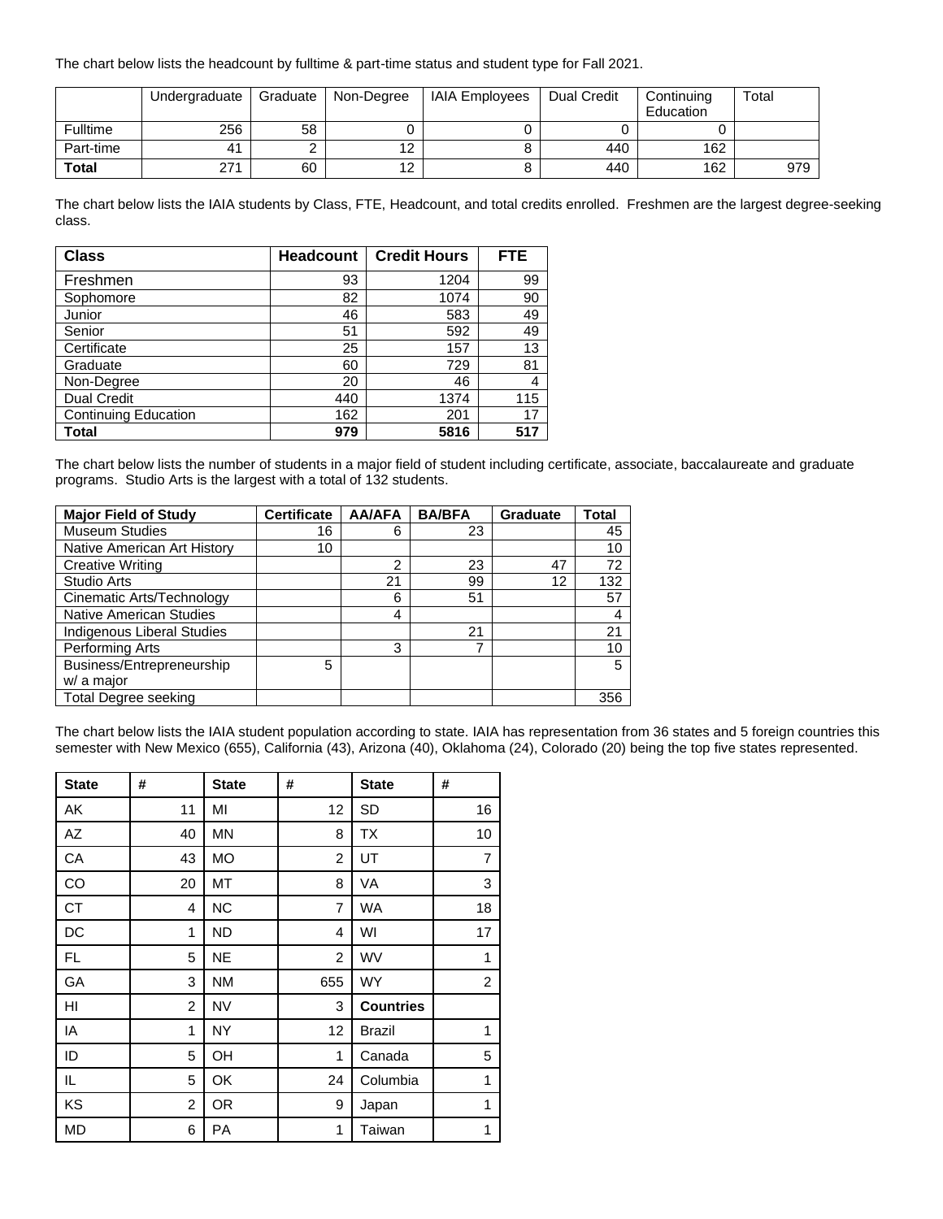The chart below lists the headcount by fulltime & part-time status and student type for Fall 2021.

| | Undergraduate | Graduate | Non-Degree | IAIA Employees | Dual Credit | Continuing Education | Total |
|---|---|---|---|---|---|---|---|
| Fulltime | 256 | 58 | 0 | 0 | 0 | 0 | |
| Part-time | 41 | 2 | 12 | 8 | 440 | 162 | |
| **Total** | 271 | 60 | 12 | 8 | 440 | 162 | 979 |

The chart below lists the IAIA students by Class, FTE, Headcount, and total credits enrolled. Freshmen are the largest degree-seeking class.

| **Class** | **Headcount** | **Credit Hours** | **FTE** |
|---|---|---|---|
| Freshmen | 93 | 1204 | 99 |
| Sophomore | 82 | 1074 | 90 |
| Junior | 46 | 583 | 49 |
| Senior | 51 | 592 | 49 |
| Certificate | 25 | 157 | 13 |
| Graduate | 60 | 729 | 81 |
| Non-Degree | 20 | 46 | 4 |
| Dual Credit | 440 | 1374 | 115 |
| Continuing Education | 162 | 201 | 17 |
| **Total** | **979** | **5816** | **517** |

The chart below lists the number of students in a major field of student including certificate, associate, baccalaureate and graduate programs. Studio Arts is the largest with a total of 132 students.

| **Major Field of Study** | **Certificate** | **AA/AFA** | **BA/BFA** | **Graduate** | **Total** |
|---|---|---|---|---|---|
| Museum Studies | 16 | 6 | 23 | | 45 |
| Native American Art History | 10 | | | | 10 |
| Creative Writing | | 2 | 23 | 47 | 72 |
| Studio Arts | | 21 | 99 | 12 | 132 |
| Cinematic Arts/Technology | | 6 | 51 | | 57 |
| Native American Studies | | 4 | | | 4 |
| Indigenous Liberal Studies | | | 21 | | 21 |
| Performing Arts | | 3 | 7 | | 10 |
| Business/Entrepreneurship w/ a major | 5 | | | | 5 |
| Total Degree seeking | | | | | 356 |

The chart below lists the IAIA student population according to state. IAIA has representation from 36 states and 5 foreign countries this semester with New Mexico (655), California (43), Arizona (40), Oklahoma (24), Colorado (20) being the top five states represented.

| **State** | **#** | **State** | **#** | **State** | **#** |
|---|---|---|---|---|---|
| AK | 11 | MI | 12 | SD | 16 |
| AZ | 40 | MN | 8 | TX | 10 |
| CA | 43 | MO | 2 | UT | 7 |
| CO | 20 | MT | 8 | VA | 3 |
| CT | 4 | NC | 7 | WA | 18 |
| DC | 1 | ND | 4 | WI | 17 |
| FL | 5 | NE | 2 | WV | 1 |
| GA | 3 | NM | 655 | WY | 2 |
| HI | 2 | NV | 3 | **Countries** | |
| IA | 1 | NY | 12 | Brazil | 1 |
| ID | 5 | OH | 1 | Canada | 5 |
| IL | 5 | OK | 24 | Columbia | 1 |
| KS | 2 | OR | 9 | Japan | 1 |
| MD | 6 | PA | 1 | Taiwan | 1 |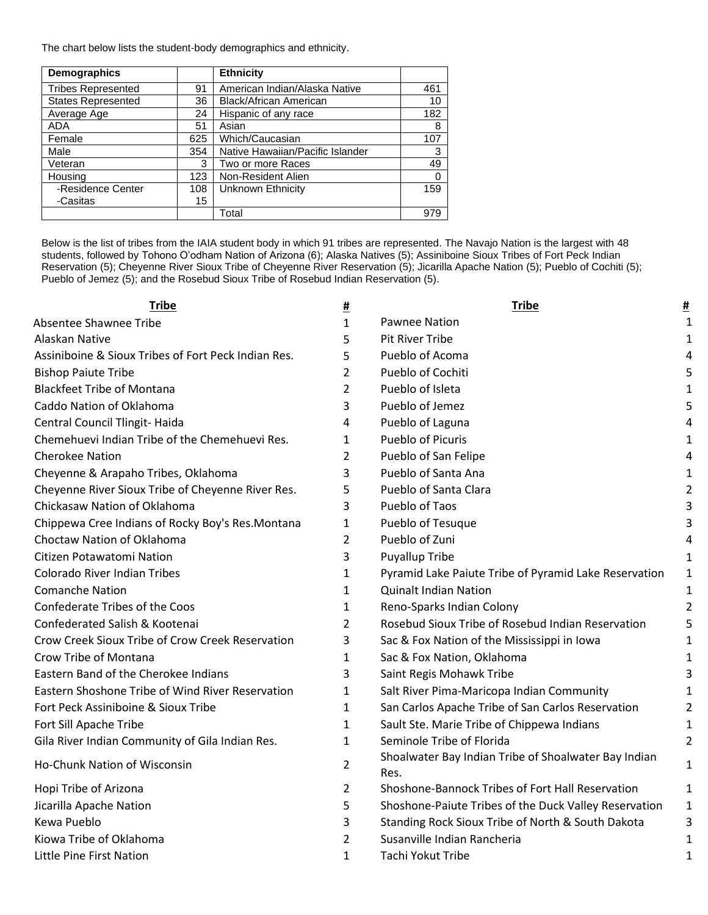The chart below lists the student-body demographics and ethnicity.

| Demographics | | Ethnicity | |
|---|---|---|---|
| Tribes Represented | 91 | American Indian/Alaska Native | 461 |
| States Represented | 36 | Black/African American | 10 |
| Average Age | 24 | Hispanic of any race | 182 |
| ADA | 51 | Asian | 8 |
| Female | 625 | Which/Caucasian | 107 |
| Male | 354 | Native Hawaiian/Pacific Islander | 3 |
| Veteran | 3 | Two or more Races | 49 |
| Housing | 123 | Non-Resident Alien | 0 |
| -Residence Center<br>-Casitas | 108<br>15 | Unknown Ethnicity | 159 |
| | | Total | 979 |

Below is the list of tribes from the IAIA student body in which 91 tribes are represented. The Navajo Nation is the largest with 48 students, followed by Tohono O'odham Nation of Arizona (6); Alaska Natives (5); Assiniboine Sioux Tribes of Fort Peck Indian Reservation (5); Cheyenne River Sioux Tribe of Cheyenne River Reservation (5); Jicarilla Apache Nation (5); Pueblo of Cochiti (5); Pueblo of Jemez (5); and the Rosebud Sioux Tribe of Rosebud Indian Reservation (5).

| Tribe | # |
|---|---|
| Absentee Shawnee Tribe | 1 |
| Alaskan Native | 5 |
| Assiniboine & Sioux Tribes of Fort Peck Indian Res. | 5 |
| Bishop Paiute Tribe | 2 |
| Blackfeet Tribe of Montana | 2 |
| Caddo Nation of Oklahoma | 3 |
| Central Council Tlingit- Haida | 4 |
| Chemehuevi Indian Tribe of the Chemehuevi Res. | 1 |
| Cherokee Nation | 2 |
| Cheyenne & Arapaho Tribes, Oklahoma | 3 |
| Cheyenne River Sioux Tribe of Cheyenne River Res. | 5 |
| Chickasaw Nation of Oklahoma | 3 |
| Chippewa Cree Indians of Rocky Boy's Res.Montana | 1 |
| Choctaw Nation of Oklahoma | 2 |
| Citizen Potawatomi Nation | 3 |
| Colorado River Indian Tribes | 1 |
| Comanche Nation | 1 |
| Confederate Tribes of the Coos | 1 |
| Confederated Salish & Kootenai | 2 |
| Crow Creek Sioux Tribe of Crow Creek Reservation | 3 |
| Crow Tribe of Montana | 1 |
| Eastern Band of the Cherokee Indians | 3 |
| Eastern Shoshone Tribe of Wind River Reservation | 1 |
| Fort Peck Assiniboine & Sioux Tribe | 1 |
| Fort Sill Apache Tribe | 1 |
| Gila River Indian Community of Gila Indian Res. | 1 |
| Ho-Chunk Nation of Wisconsin | 2 |
| Hopi Tribe of Arizona | 2 |
| Jicarilla Apache Nation | 5 |
| Kewa Pueblo | 3 |
| Kiowa Tribe of Oklahoma | 2 |
| Little Pine First Nation | 1 |
| Pawnee Nation | 1 |
| Pit River Tribe | 1 |
| Pueblo of Acoma | 4 |
| Pueblo of Cochiti | 5 |
| Pueblo of Isleta | 1 |
| Pueblo of Jemez | 5 |
| Pueblo of Laguna | 4 |
| Pueblo of Picuris | 1 |
| Pueblo of San Felipe | 4 |
| Pueblo of Santa Ana | 1 |
| Pueblo of Santa Clara | 2 |
| Pueblo of Taos | 3 |
| Pueblo of Tesuque | 3 |
| Pueblo of Zuni | 4 |
| Puyallup Tribe | 1 |
| Pyramid Lake Paiute Tribe of Pyramid Lake Reservation | 1 |
| Quinalt Indian Nation | 1 |
| Reno-Sparks Indian Colony | 2 |
| Rosebud Sioux Tribe of Rosebud Indian Reservation | 5 |
| Sac & Fox Nation of the Mississippi in Iowa | 1 |
| Sac & Fox Nation, Oklahoma | 1 |
| Saint Regis Mohawk Tribe | 3 |
| Salt River Pima-Maricopa Indian Community | 1 |
| San Carlos Apache Tribe of San Carlos Reservation | 2 |
| Sault Ste. Marie Tribe of Chippewa Indians | 1 |
| Seminole Tribe of Florida | 2 |
| Shoalwater Bay Indian Tribe of Shoalwater Bay Indian Res. | 1 |
| Shoshone-Bannock Tribes of Fort Hall Reservation | 1 |
| Shoshone-Paiute Tribes of the Duck Valley Reservation | 1 |
| Standing Rock Sioux Tribe of North & South Dakota | 3 |
| Susanville Indian Rancheria | 1 |
| Tachi Yokut Tribe | 1 |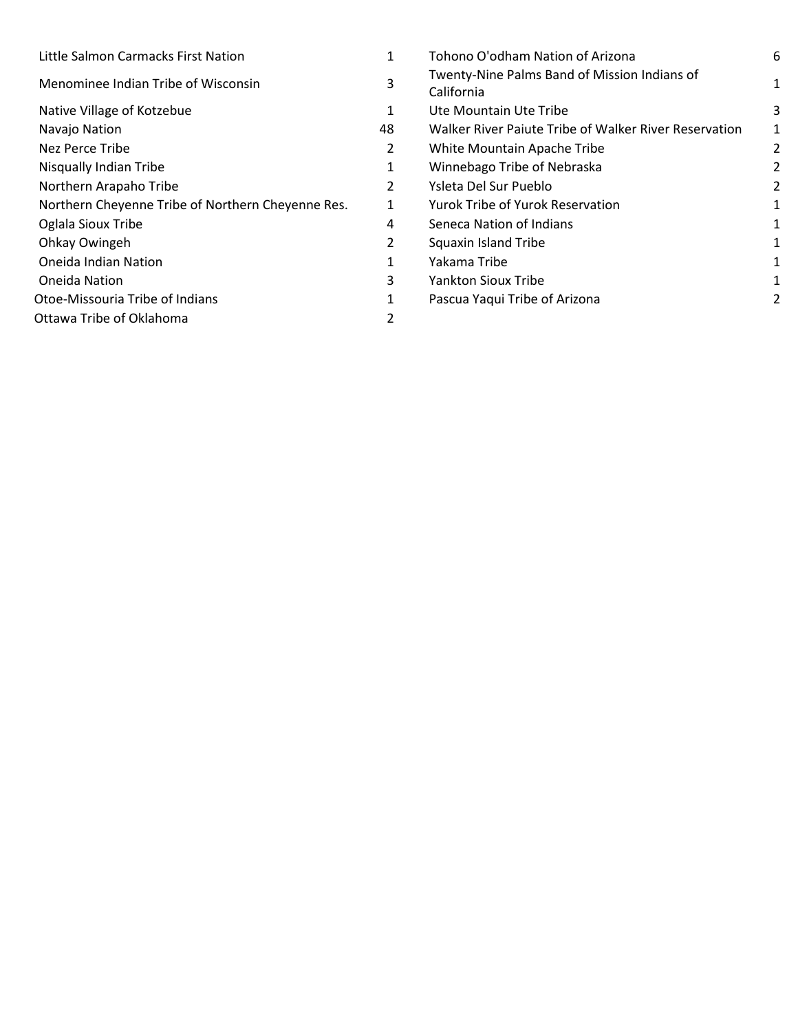| | |
|---|---|
| Little Salmon Carmacks First Nation | 1 |
| Menominee Indian Tribe of Wisconsin | 3 |
| Native Village of Kotzebue | 1 |
| Navajo Nation | 48 |
| Nez Perce Tribe | 2 |
| Nisqually Indian Tribe | 1 |
| Northern Arapaho Tribe | 2 |
| Northern Cheyenne Tribe of Northern Cheyenne Res. | 1 |
| Oglala Sioux Tribe | 4 |
| Ohkay Owingeh | 2 |
| Oneida Indian Nation | 1 |
| Oneida Nation | 3 |
| Otoe-Missouria Tribe of Indians | 1 |
| Ottawa Tribe of Oklahoma | 2 |
| Tohono O'odham Nation of Arizona | 6 |
| Twenty-Nine Palms Band of Mission Indians of California | 1 |
| Ute Mountain Ute Tribe | 3 |
| Walker River Paiute Tribe of Walker River Reservation | 1 |
| White Mountain Apache Tribe | 2 |
| Winnebago Tribe of Nebraska | 2 |
| Ysleta Del Sur Pueblo | 2 |
| Yurok Tribe of Yurok Reservation | 1 |
| Seneca Nation of Indians | 1 |
| Squaxin Island Tribe | 1 |
| Yakama Tribe | 1 |
| Yankton Sioux Tribe | 1 |
| Pascua Yaqui Tribe of Arizona | 2 |